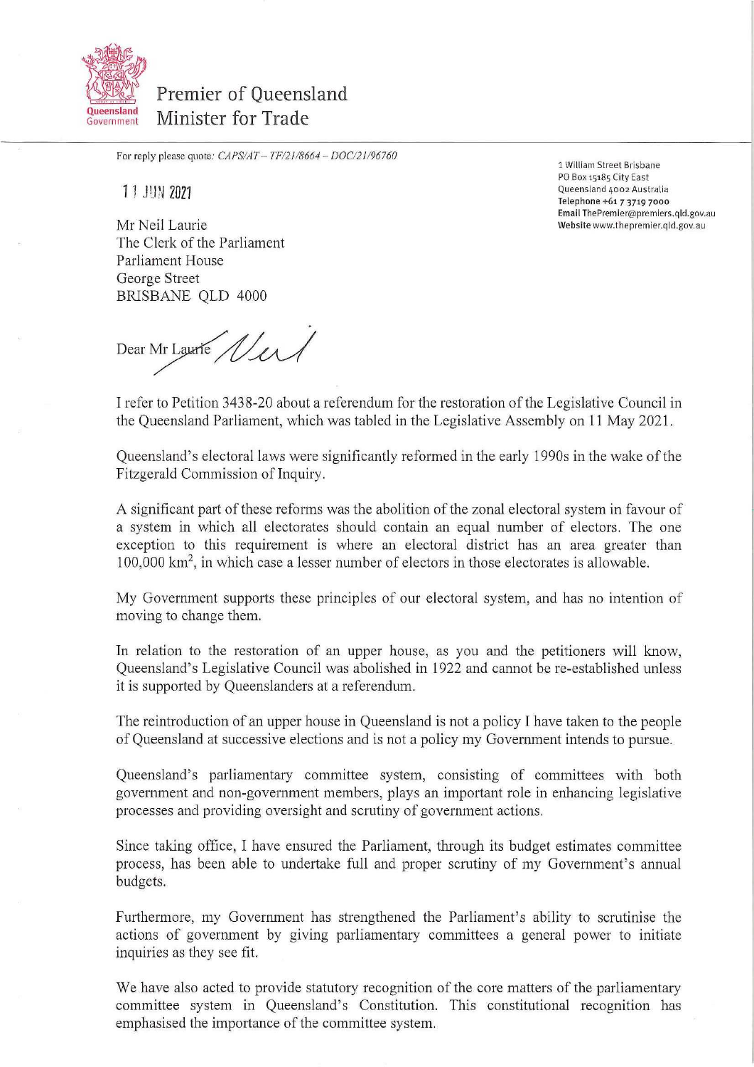Premier of Queensland
Minister for Trade

For reply please quote: *CAPS/AT – TF/21/8664 – DOC/21/96760*

1 William Street Brisbane
PO Box 15185 City East
Queensland 4002 Australia
**Telephone** +61 7 3719 7000
**Email** ThePremier@premiers.qld.gov.au
**Website** www.thepremier.qld.gov.au

11 JUN 2021

Mr Neil Laurie
The Clerk of the Parliament
Parliament House
George Street
BRISBANE QLD 4000

Dear ~~Mr Laurie~~ Neil

I refer to Petition 3438-20 about a referendum for the restoration of the Legislative Council in the Queensland Parliament, which was tabled in the Legislative Assembly on 11 May 2021.

Queensland's electoral laws were significantly reformed in the early 1990s in the wake of the Fitzgerald Commission of Inquiry.

A significant part of these reforms was the abolition of the zonal electoral system in favour of a system in which all electorates should contain an equal number of electors. The one exception to this requirement is where an electoral district has an area greater than 100,000 km$^2$, in which case a lesser number of electors in those electorates is allowable.

My Government supports these principles of our electoral system, and has no intention of moving to change them.

In relation to the restoration of an upper house, as you and the petitioners will know, Queensland's Legislative Council was abolished in 1922 and cannot be re-established unless it is supported by Queenslanders at a referendum.

The reintroduction of an upper house in Queensland is not a policy I have taken to the people of Queensland at successive elections and is not a policy my Government intends to pursue.

Queensland's parliamentary committee system, consisting of committees with both government and non-government members, plays an important role in enhancing legislative processes and providing oversight and scrutiny of government actions.

Since taking office, I have ensured the Parliament, through its budget estimates committee process, has been able to undertake full and proper scrutiny of my Government's annual budgets.

Furthermore, my Government has strengthened the Parliament's ability to scrutinise the actions of government by giving parliamentary committees a general power to initiate inquiries as they see fit.

We have also acted to provide statutory recognition of the core matters of the parliamentary committee system in Queensland's Constitution. This constitutional recognition has emphasised the importance of the committee system.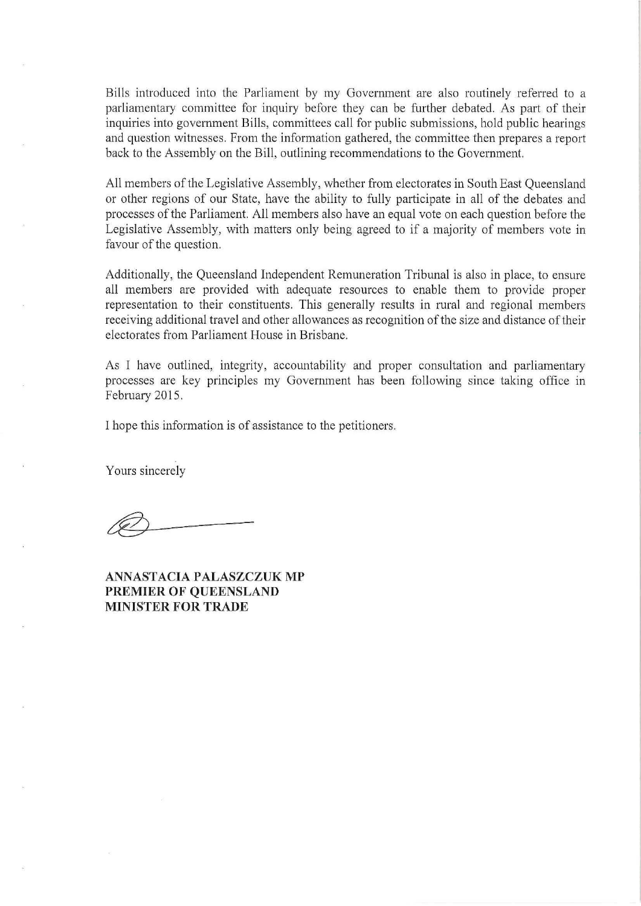Bills introduced into the Parliament by my Government are also routinely referred to a parliamentary committee for inquiry before they can be further debated. As part of their inquiries into government Bills, committees call for public submissions, hold public hearings and question witnesses. From the information gathered, the committee then prepares a report back to the Assembly on the Bill, outlining recommendations to the Government.

All members of the Legislative Assembly, whether from electorates in South East Queensland or other regions of our State, have the ability to fully participate in all of the debates and processes of the Parliament. All members also have an equal vote on each question before the Legislative Assembly, with matters only being agreed to if a majority of members vote in favour of the question.

Additionally, the Queensland Independent Remuneration Tribunal is also in place, to ensure all members are provided with adequate resources to enable them to provide proper representation to their constituents. This generally results in rural and regional members receiving additional travel and other allowances as recognition of the size and distance of their electorates from Parliament House in Brisbane.

As I have outlined, integrity, accountability and proper consultation and parliamentary processes are key principles my Government has been following since taking office in February 2015.

I hope this information is of assistance to the petitioners.

Yours sincerely

**ANNASTACIA PALASZCZUK MP**
**PREMIER OF QUEENSLAND**
**MINISTER FOR TRADE**